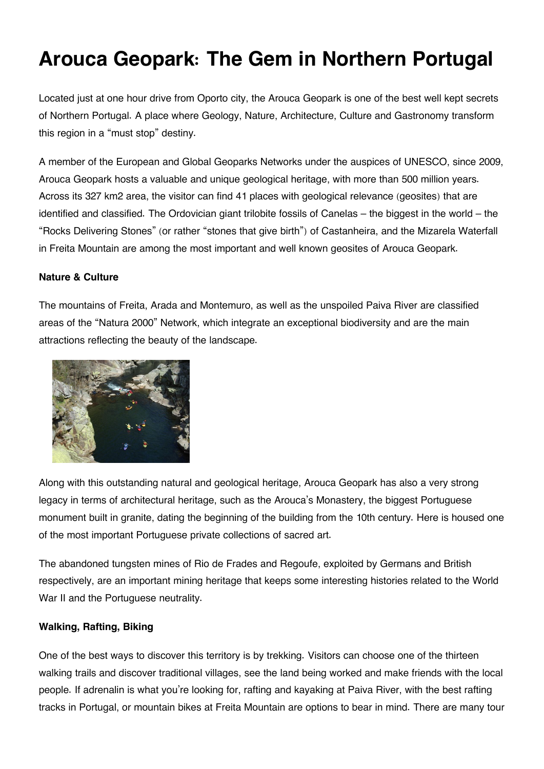# Arouca Geopark: The Gem in Northern Portugal

Located just at one hour drive from Oporto city, the Arouca Geopark is one of the best well kept secrets of Northern Portugal. A place where Geology, Nature, Architecture, Culture and Gastronomy transform this region in a "must stop" destiny.

A member of the European and Global Geoparks Networks under the auspices of UNESCO, since 2009, Arouca Geopark hosts a valuable and unique geological heritage, with more than 500 million years. Across its 327 km2 area, the visitor can find 41 places with geological relevance (geosites) that are identified and classified. The Ordovician giant trilobite fossils of Canelas – the biggest in the world – the "Rocks Delivering Stones" (or rather "stones that give birth") of Castanheira, and the Mizarela Waterfall in Freita Mountain are among the most important and well known geosites of Arouca Geopark.

**Nature & Culture**

The mountains of Freita, Arada and Montemuro, as well as the unspoiled Paiva River are classified areas of the "Natura 2000" Network, which integrate an exceptional biodiversity and are the main attractions reflecting the beauty of the landscape.

Along with this outstanding natural and geological heritage, Arouca Geopark has also a very strong legacy in terms of architectural heritage, such as the Arouca's Monastery, the biggest Portuguese monument built in granite, dating the beginning of the building from the 10th century. Here is housed one of the most important Portuguese private collections of sacred art.

The abandoned tungsten mines of Rio de Frades and Regoufe, exploited by Germans and British respectively, are an important mining heritage that keeps some interesting histories related to the World War II and the Portuguese neutrality.

**Walking, Rafting, Biking**

One of the best ways to discover this territory is by trekking. Visitors can choose one of the thirteen walking trails and discover traditional villages, see the land being worked and make friends with the local people. If adrenalin is what you're looking for, rafting and kayaking at Paiva River, with the best rafting tracks in Portugal, or mountain bikes at Freita Mountain are options to bear in mind. There are many tour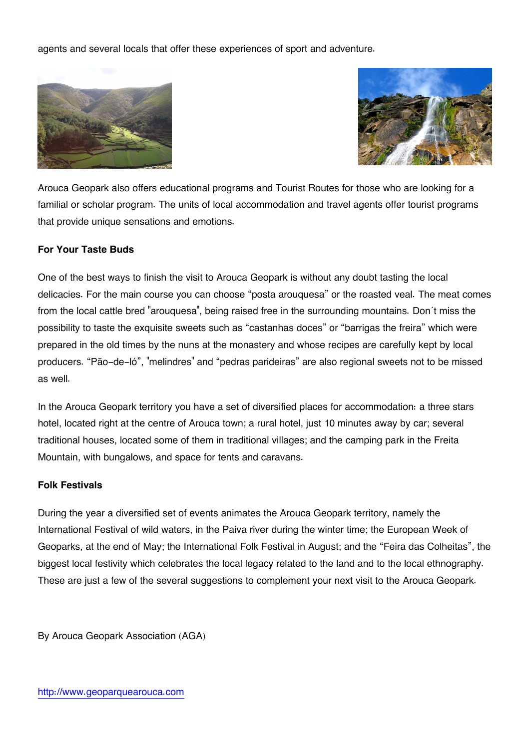agents and several locals that offer these experiences of sport and adventure.

Arouca Geopark also offers educational programs and Tourist Routes for those who are looking for a familial or scholar program. The units of local accommodation and travel agents offer tourist programs that provide unique sensations and emotions.

**For Your Taste Buds**

One of the best ways to finish the visit to Arouca Geopark is without any doubt tasting the local delicacies. For the main course you can choose “posta arouquesa” or the roasted veal. The meat comes from the local cattle bred "arouquesa", being raised free in the surrounding mountains. Don´t miss the possibility to taste the exquisite sweets such as “castanhas doces” or “barrigas the freira” which were prepared in the old times by the nuns at the monastery and whose recipes are carefully kept by local producers. “Pão-de-ló”, "melindres" and “pedras parideiras” are also regional sweets not to be missed as well.

In the Arouca Geopark territory you have a set of diversified places for accommodation: a three stars hotel, located right at the centre of Arouca town; a rural hotel, just 10 minutes away by car; several traditional houses, located some of them in traditional villages; and the camping park in the Freita Mountain, with bungalows, and space for tents and caravans.

**Folk Festivals**

During the year a diversified set of events animates the Arouca Geopark territory, namely the International Festival of wild waters, in the Paiva river during the winter time; the European Week of Geoparks, at the end of May; the International Folk Festival in August; and the “Feira das Colheitas”, the biggest local festivity which celebrates the local legacy related to the land and to the local ethnography. These are just a few of the several suggestions to complement your next visit to the Arouca Geopark.

By Arouca Geopark Association (AGA)

http://www.geoparquearouca.com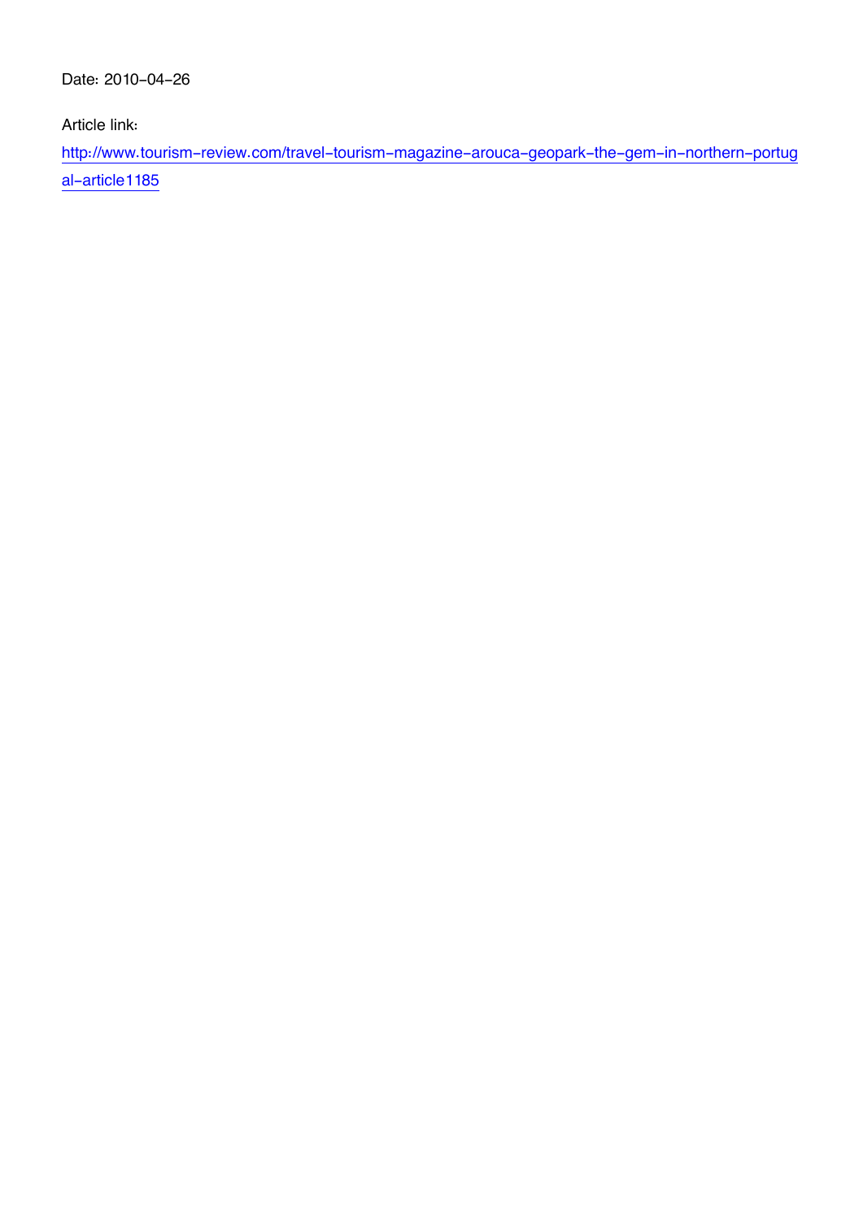Date: 2010-04-26

Article link:

[http://www.tourism-review.com/travel-tourism-magazine-arouca-geopark-the-gem-in-northern-portugal-article1185](http://www.tourism-review.com/travel-tourism-magazine-arouca-geopark-the-gem-in-northern-portugal-article1185)